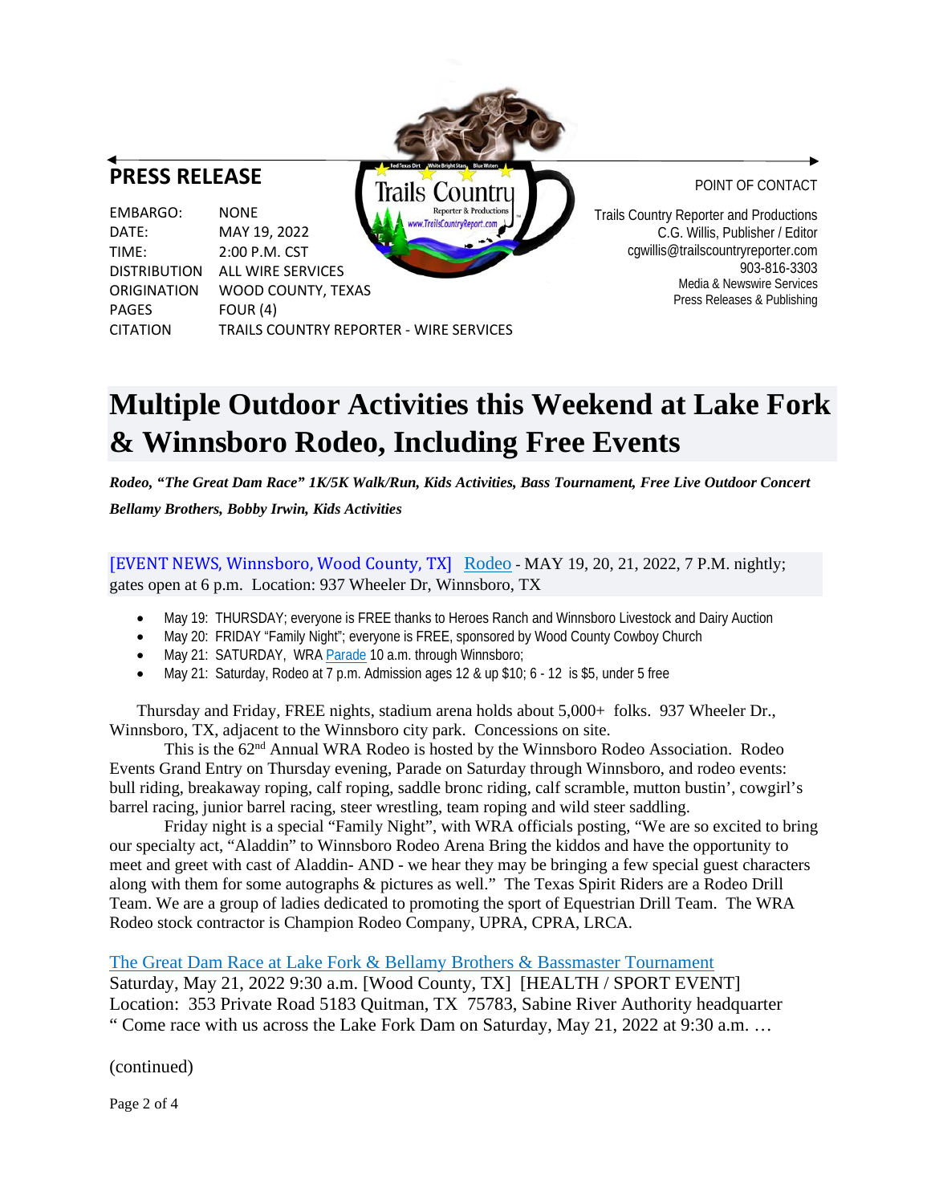## PRESS RELEASE

| | |
|---|---|
| EMBARGO: | NONE |
| DATE: | MAY 19, 2022 |
| TIME: | 2:00 P.M. CST |
| DISTRIBUTION | ALL WIRE SERVICES |
| ORIGINATION | WOOD COUNTY, TEXAS |
| PAGES | FOUR (4) |
| CITATION | TRAILS COUNTRY REPORTER - WIRE SERVICES |

POINT OF CONTACT

Trails Country Reporter and Productions
C.G. Willis, Publisher / Editor
cgwillis@trailscountryreporter.com
903-816-3303
Media & Newswire Services
Press Releases & Publishing

# Multiple Outdoor Activities this Weekend at Lake Fork & Winnsboro Rodeo, Including Free Events

***Rodeo, "The Great Dam Race" 1K/5K Walk/Run, Kids Activities, Bass Tournament, Free Live Outdoor Concert Bellamy Brothers, Bobby Irwin, Kids Activities***

[EVENT NEWS, Winnsboro, Wood County, TX] Rodeo - MAY 19, 20, 21, 2022, 7 P.M. nightly; gates open at 6 p.m. Location: 937 Wheeler Dr, Winnsboro, TX

- May 19: THURSDAY; everyone is FREE thanks to Heroes Ranch and Winnsboro Livestock and Dairy Auction
- May 20: FRIDAY "Family Night"; everyone is FREE, sponsored by Wood County Cowboy Church
- May 21: SATURDAY, WRA Parade 10 a.m. through Winnsboro;
- May 21: Saturday, Rodeo at 7 p.m. Admission ages 12 & up $10; 6 - 12 is $5, under 5 free

Thursday and Friday, FREE nights, stadium arena holds about 5,000+ folks. 937 Wheeler Dr., Winnsboro, TX, adjacent to the Winnsboro city park. Concessions on site.

This is the 62nd Annual WRA Rodeo is hosted by the Winnsboro Rodeo Association. Rodeo Events Grand Entry on Thursday evening, Parade on Saturday through Winnsboro, and rodeo events: bull riding, breakaway roping, calf roping, saddle bronc riding, calf scramble, mutton bustin', cowgirl's barrel racing, junior barrel racing, steer wrestling, team roping and wild steer saddling.

Friday night is a special "Family Night", with WRA officials posting, "We are so excited to bring our specialty act, "Aladdin" to Winnsboro Rodeo Arena Bring the kiddos and have the opportunity to meet and greet with cast of Aladdin- AND - we hear they may be bringing a few special guest characters along with them for some autographs & pictures as well." The Texas Spirit Riders are a Rodeo Drill Team. We are a group of ladies dedicated to promoting the sport of Equestrian Drill Team. The WRA Rodeo stock contractor is Champion Rodeo Company, UPRA, CPRA, LRCA.

The Great Dam Race at Lake Fork & Bellamy Brothers & Bassmaster Tournament
Saturday, May 21, 2022 9:30 a.m. [Wood County, TX] [HEALTH / SPORT EVENT]
Location: 353 Private Road 5183 Quitman, TX 75783, Sabine River Authority headquarter
" Come race with us across the Lake Fork Dam on Saturday, May 21, 2022 at 9:30 a.m. …

(continued)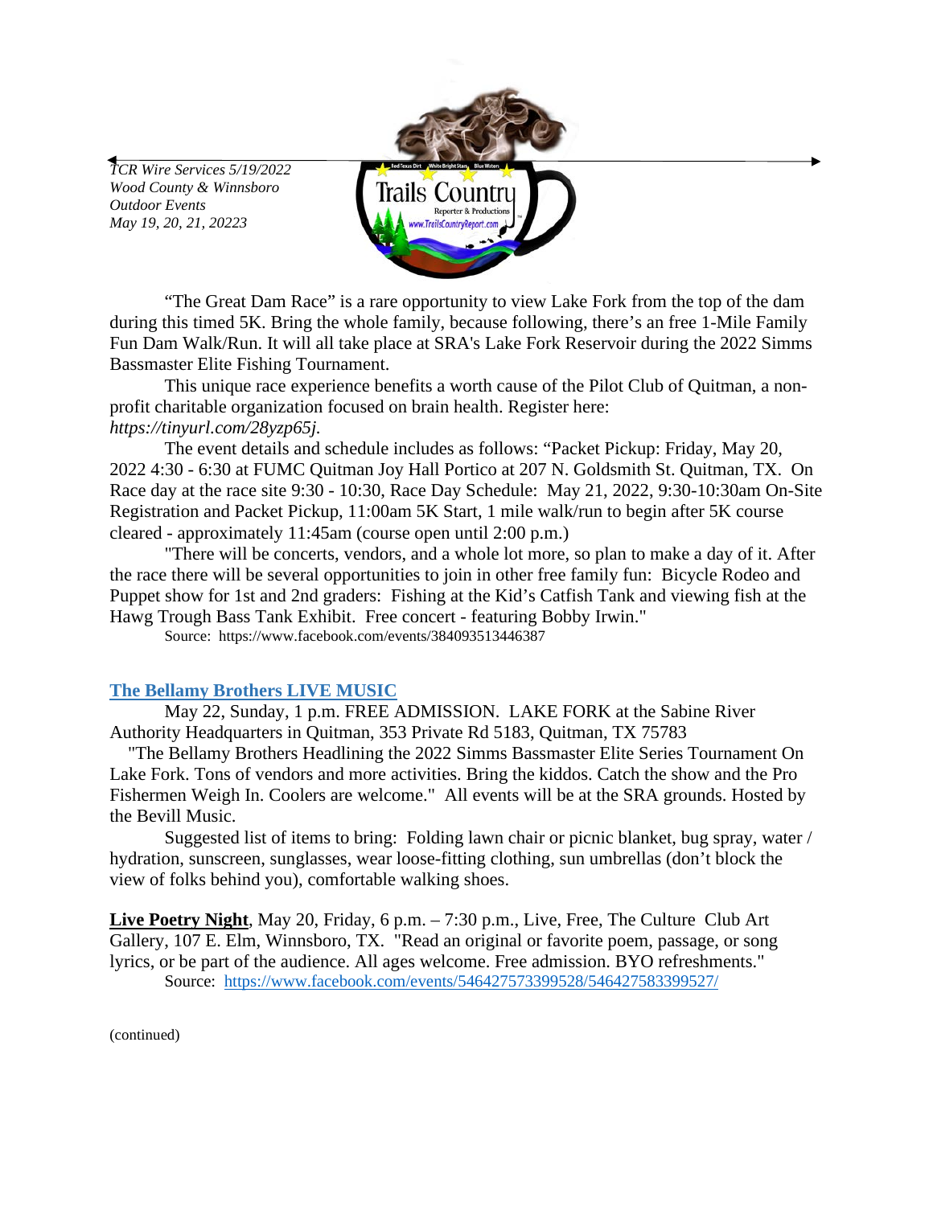*TCR Wire Services 5/19/2022*
*Wood County & Winnsboro*
*Outdoor Events*
*May 19, 20, 21, 20223*

"The Great Dam Race" is a rare opportunity to view Lake Fork from the top of the dam during this timed 5K. Bring the whole family, because following, there's an free 1-Mile Family Fun Dam Walk/Run. It will all take place at SRA's Lake Fork Reservoir during the 2022 Simms Bassmaster Elite Fishing Tournament.

This unique race experience benefits a worth cause of the Pilot Club of Quitman, a non-profit charitable organization focused on brain health. Register here: *https://tinyurl.com/28yzp65j.*

The event details and schedule includes as follows: "Packet Pickup: Friday, May 20, 2022 4:30 - 6:30 at FUMC Quitman Joy Hall Portico at 207 N. Goldsmith St. Quitman, TX. On Race day at the race site 9:30 - 10:30, Race Day Schedule: May 21, 2022, 9:30-10:30am On-Site Registration and Packet Pickup, 11:00am 5K Start, 1 mile walk/run to begin after 5K course cleared - approximately 11:45am (course open until 2:00 p.m.)

"There will be concerts, vendors, and a whole lot more, so plan to make a day of it. After the race there will be several opportunities to join in other free family fun: Bicycle Rodeo and Puppet show for 1st and 2nd graders: Fishing at the Kid's Catfish Tank and viewing fish at the Hawg Trough Bass Tank Exhibit. Free concert - featuring Bobby Irwin."

Source: https://www.facebook.com/events/384093513446387

## The Bellamy Brothers LIVE MUSIC

May 22, Sunday, 1 p.m. FREE ADMISSION. LAKE FORK at the Sabine River Authority Headquarters in Quitman, 353 Private Rd 5183, Quitman, TX 75783

"The Bellamy Brothers Headlining the 2022 Simms Bassmaster Elite Series Tournament On Lake Fork. Tons of vendors and more activities. Bring the kiddos. Catch the show and the Pro Fishermen Weigh In. Coolers are welcome." All events will be at the SRA grounds. Hosted by the Bevill Music.

Suggested list of items to bring: Folding lawn chair or picnic blanket, bug spray, water / hydration, sunscreen, sunglasses, wear loose-fitting clothing, sun umbrellas (don't block the view of folks behind you), comfortable walking shoes.

**Live Poetry Night**, May 20, Friday, 6 p.m. – 7:30 p.m., Live, Free, The Culture Club Art Gallery, 107 E. Elm, Winnsboro, TX. "Read an original or favorite poem, passage, or song lyrics, or be part of the audience. All ages welcome. Free admission. BYO refreshments."

Source: https://www.facebook.com/events/546427573399528/546427583399527/

(continued)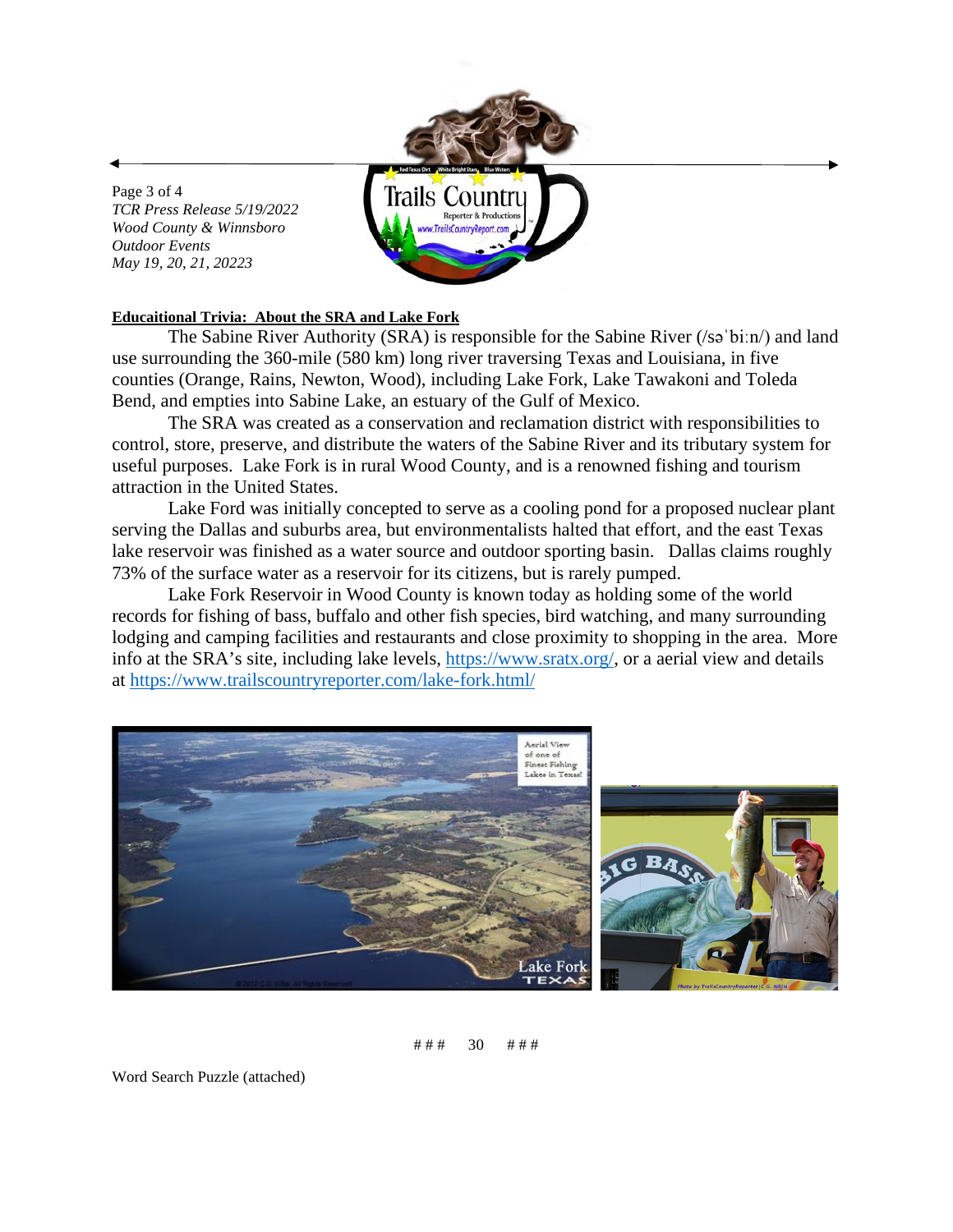Page 3 of 4
*TCR Press Release 5/19/2022*
*Wood County & Winnsboro*
*Outdoor Events*
*May 19, 20, 21, 20223*

**Educaitional Trivia: About the SRA and Lake Fork**

The Sabine River Authority (SRA) is responsible for the Sabine River (/səˈbiːn/) and land use surrounding the 360-mile (580 km) long river traversing Texas and Louisiana, in five counties (Orange, Rains, Newton, Wood), including Lake Fork, Lake Tawakoni and Toleda Bend, and empties into Sabine Lake, an estuary of the Gulf of Mexico.

The SRA was created as a conservation and reclamation district with responsibilities to control, store, preserve, and distribute the waters of the Sabine River and its tributary system for useful purposes. Lake Fork is in rural Wood County, and is a renowned fishing and tourism attraction in the United States.

Lake Ford was initially concepted to serve as a cooling pond for a proposed nuclear plant serving the Dallas and suburbs area, but environmentalists halted that effort, and the east Texas lake reservoir was finished as a water source and outdoor sporting basin. Dallas claims roughly 73% of the surface water as a reservoir for its citizens, but is rarely pumped.

Lake Fork Reservoir in Wood County is known today as holding some of the world records for fishing of bass, buffalo and other fish species, bird watching, and many surrounding lodging and camping facilities and restaurants and close proximity to shopping in the area. More info at the SRA's site, including lake levels, https://www.sratx.org/, or a aerial view and details at https://www.trailscountryreporter.com/lake-fork.html/

### 30 ###

Word Search Puzzle (attached)